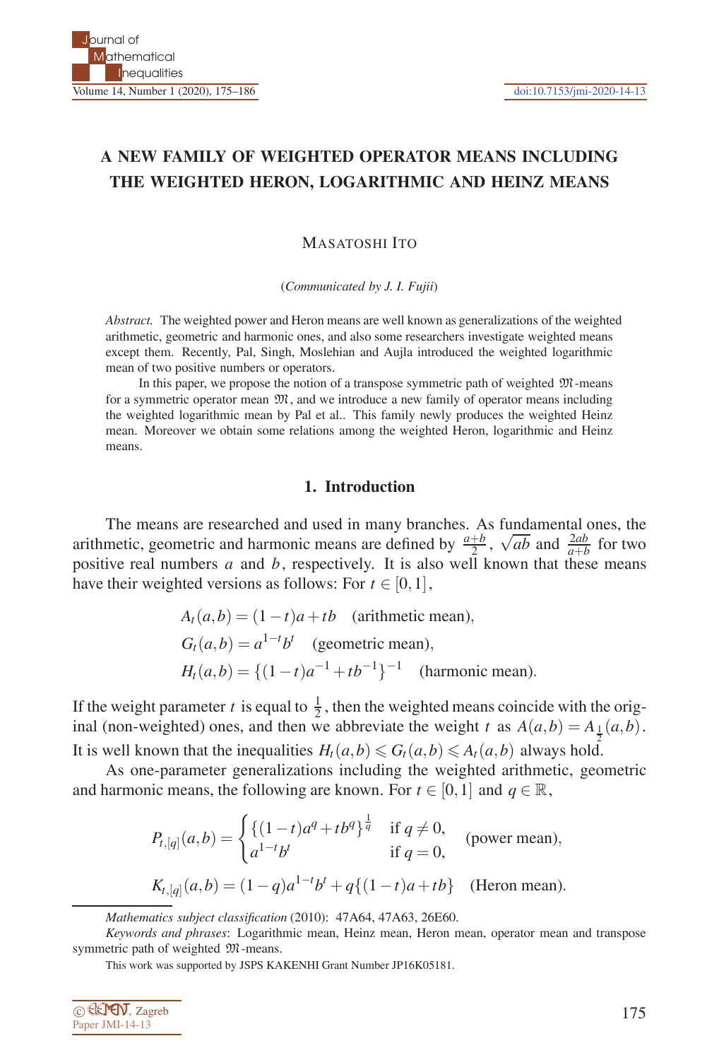# A NEW FAMILY OF WEIGHTED OPERATOR MEANS INCLUDING THE WEIGHTED HERON, LOGARITHMIC AND HEINZ MEANS

MASATOSHI ITO

(*Communicated by J. I. Fujii*)

*Abstract.* The weighted power and Heron means are well known as generalizations of the weighted arithmetic, geometric and harmonic ones, and also some researchers investigate weighted means except them. Recently, Pal, Singh, Moslehian and Aujla introduced the weighted logarithmic mean of two positive numbers or operators.

In this paper, we propose the notion of a transpose symmetric path of weighted $\mathfrak{M}$-means for a symmetric operator mean $\mathfrak{M}$, and we introduce a new family of operator means including the weighted logarithmic mean by Pal et al.. This family newly produces the weighted Heinz mean. Moreover we obtain some relations among the weighted Heron, logarithmic and Heinz means.

## 1. Introduction

The means are researched and used in many branches. As fundamental ones, the arithmetic, geometric and harmonic means are defined by $\frac{a+b}{2}$, $\sqrt{ab}$ and $\frac{2ab}{a+b}$ for two positive real numbers $a$ and $b$, respectively. It is also well known that these means have their weighted versions as follows: For $t \in [0,1]$,

$$A_t(a,b) = (1-t)a + tb \quad \text{(arithmetic mean)},$$
$$G_t(a,b) = a^{1-t}b^t \quad \text{(geometric mean)},$$
$$H_t(a,b) = \{(1-t)a^{-1} + tb^{-1}\}^{-1} \quad \text{(harmonic mean)}.$$

If the weight parameter $t$ is equal to $\frac{1}{2}$, then the weighted means coincide with the original (non-weighted) ones, and then we abbreviate the weight $t$ as $A(a,b) = A_{\frac{1}{2}}(a,b)$. It is well known that the inequalities $H_t(a,b) \leqslant G_t(a,b) \leqslant A_t(a,b)$ always hold.

As one-parameter generalizations including the weighted arithmetic, geometric and harmonic means, the following are known. For $t \in [0,1]$ and $q \in \mathbb{R}$,

$$P_{t,[q]}(a,b) = \begin{cases} \{(1-t)a^q + tb^q\}^{\frac{1}{q}} & \text{if } q \neq 0, \\ a^{1-t}b^t & \text{if } q = 0, \end{cases} \quad \text{(power mean)},$$

$$K_{t,[q]}(a,b) = (1-q)a^{1-t}b^t + q\{(1-t)a + tb\} \quad \text{(Heron mean)}.$$

---

*Mathematics subject classification* (2010): 47A64, 47A63, 26E60.

*Keywords and phrases*: Logarithmic mean, Heinz mean, Heron mean, operator mean and transpose symmetric path of weighted $\mathfrak{M}$-means.

This work was supported by JSPS KAKENHI Grant Number JP16K05181.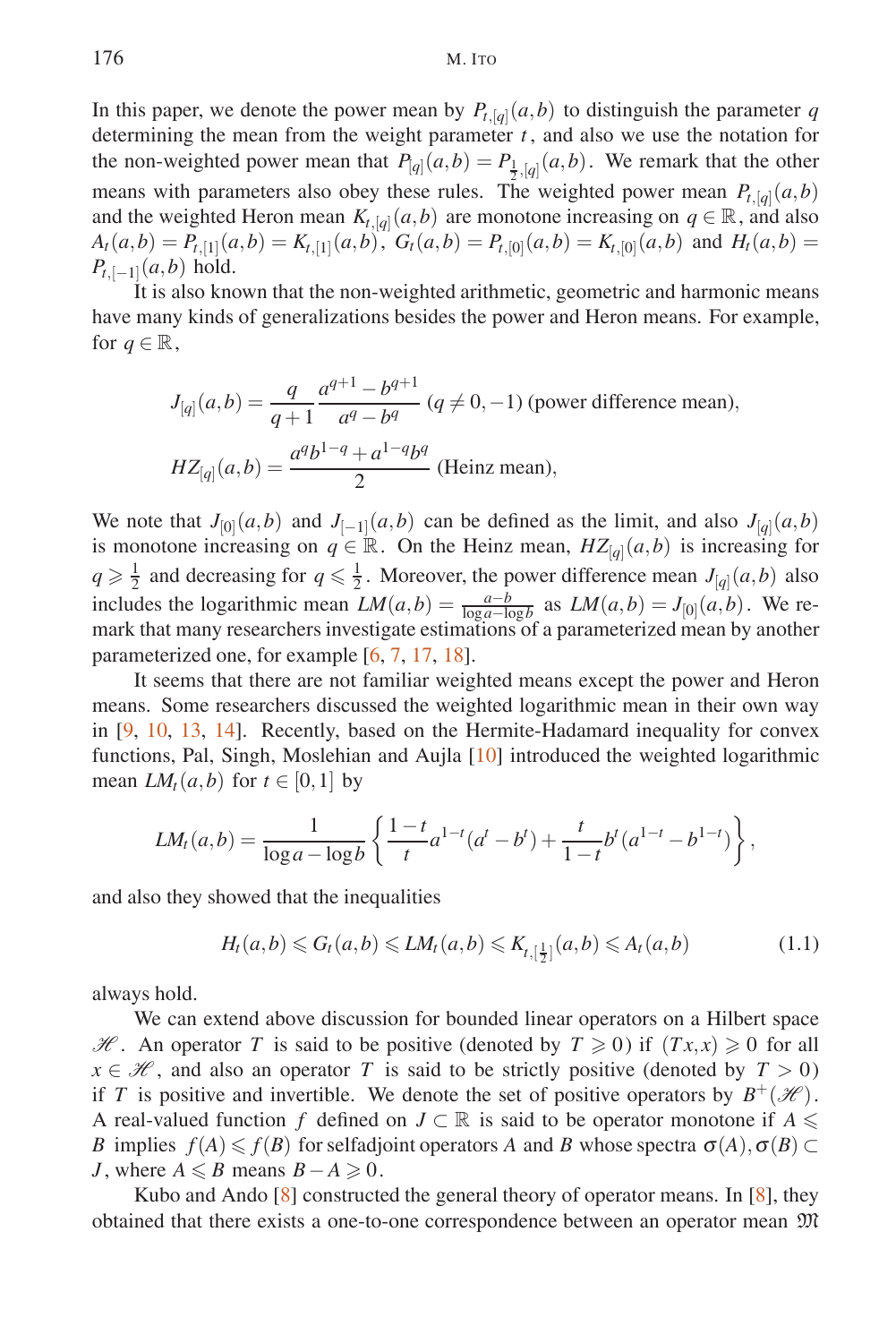In this paper, we denote the power mean by $P_{t,[q]}(a,b)$ to distinguish the parameter $q$ determining the mean from the weight parameter $t$, and also we use the notation for the non-weighted power mean that $P_{[q]}(a,b) = P_{\frac{1}{2},[q]}(a,b)$. We remark that the other means with parameters also obey these rules. The weighted power mean $P_{t,[q]}(a,b)$ and the weighted Heron mean $K_{t,[q]}(a,b)$ are monotone increasing on $q \in \mathbb{R}$, and also $A_t(a,b) = P_{t,[1]}(a,b) = K_{t,[1]}(a,b)$, $G_t(a,b) = P_{t,[0]}(a,b) = K_{t,[0]}(a,b)$ and $H_t(a,b) = P_{t,[-1]}(a,b)$ hold.

It is also known that the non-weighted arithmetic, geometric and harmonic means have many kinds of generalizations besides the power and Heron means. For example, for $q \in \mathbb{R}$,

$$J_{[q]}(a,b) = \frac{q}{q+1}\frac{a^{q+1}-b^{q+1}}{a^q-b^q} \ (q \neq 0,-1) \text{ (power difference mean)},$$

$$HZ_{[q]}(a,b) = \frac{a^q b^{1-q} + a^{1-q}b^q}{2} \text{ (Heinz mean)},$$

We note that $J_{[0]}(a,b)$ and $J_{[-1]}(a,b)$ can be defined as the limit, and also $J_{[q]}(a,b)$ is monotone increasing on $q \in \mathbb{R}$. On the Heinz mean, $HZ_{[q]}(a,b)$ is increasing for $q \geqslant \frac{1}{2}$ and decreasing for $q \leqslant \frac{1}{2}$. Moreover, the power difference mean $J_{[q]}(a,b)$ also includes the logarithmic mean $LM(a,b) = \frac{a-b}{\log a - \log b}$ as $LM(a,b) = J_{[0]}(a,b)$. We remark that many researchers investigate estimations of a parameterized mean by another parameterized one, for example [6, 7, 17, 18].

It seems that there are not familiar weighted means except the power and Heron means. Some researchers discussed the weighted logarithmic mean in their own way in [9, 10, 13, 14]. Recently, based on the Hermite-Hadamard inequality for convex functions, Pal, Singh, Moslehian and Aujla [10] introduced the weighted logarithmic mean $LM_t(a,b)$ for $t \in [0,1]$ by

$$LM_t(a,b) = \frac{1}{\log a - \log b}\left\{\frac{1-t}{t}a^{1-t}(a^t - b^t) + \frac{t}{1-t}b^t(a^{1-t} - b^{1-t})\right\},$$

and also they showed that the inequalities

$$H_t(a,b) \leqslant G_t(a,b) \leqslant LM_t(a,b) \leqslant K_{t,[\frac{1}{2}]}(a,b) \leqslant A_t(a,b) \tag{1.1}$$

always hold.

We can extend above discussion for bounded linear operators on a Hilbert space $\mathscr{H}$. An operator $T$ is said to be positive (denoted by $T \geqslant 0$) if $(Tx,x) \geqslant 0$ for all $x \in \mathscr{H}$, and also an operator $T$ is said to be strictly positive (denoted by $T > 0$) if $T$ is positive and invertible. We denote the set of positive operators by $B^+(\mathscr{H})$. A real-valued function $f$ defined on $J \subset \mathbb{R}$ is said to be operator monotone if $A \leqslant B$ implies $f(A) \leqslant f(B)$ for selfadjoint operators $A$ and $B$ whose spectra $\sigma(A), \sigma(B) \subset J$, where $A \leqslant B$ means $B - A \geqslant 0$.

Kubo and Ando [8] constructed the general theory of operator means. In [8], they obtained that there exists a one-to-one correspondence between an operator mean $\mathfrak{M}$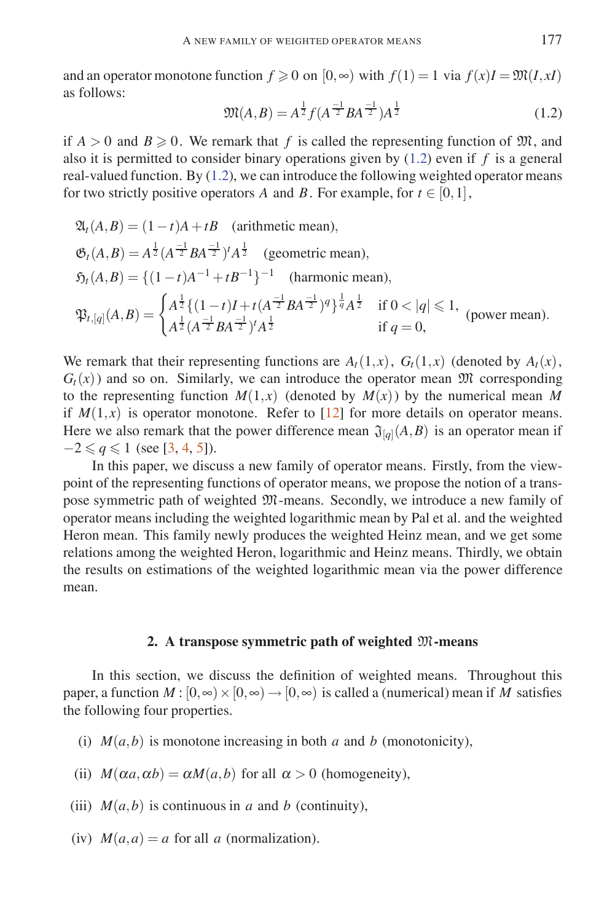and an operator monotone function $f \geqslant 0$ on $[0,\infty)$ with $f(1)=1$ via $f(x)I = \mathfrak{M}(I, xI)$ as follows:

$$\mathfrak{M}(A,B) = A^{\frac{1}{2}} f(A^{\frac{-1}{2}} B A^{\frac{-1}{2}}) A^{\frac{1}{2}} \tag{1.2}$$

if $A > 0$ and $B \geqslant 0$. We remark that $f$ is called the representing function of $\mathfrak{M}$, and also it is permitted to consider binary operations given by (1.2) even if $f$ is a general real-valued function. By (1.2), we can introduce the following weighted operator means for two strictly positive operators $A$ and $B$. For example, for $t \in [0,1]$,

$$\mathfrak{A}_t(A,B) = (1-t)A + tB \quad \text{(arithmetic mean)},$$

$$\mathfrak{G}_t(A,B) = A^{\frac{1}{2}} (A^{\frac{-1}{2}} B A^{\frac{-1}{2}})^t A^{\frac{1}{2}} \quad \text{(geometric mean)},$$

$$\mathfrak{H}_t(A,B) = \{(1-t)A^{-1} + tB^{-1}\}^{-1} \quad \text{(harmonic mean)},$$

$$\mathfrak{P}_{t,[q]}(A,B) = \begin{cases} A^{\frac{1}{2}} \{(1-t)I + t(A^{\frac{-1}{2}} B A^{\frac{-1}{2}})^q\}^{\frac{1}{q}} A^{\frac{1}{2}} & \text{if } 0 < |q| \leqslant 1, \\ A^{\frac{1}{2}} (A^{\frac{-1}{2}} B A^{\frac{-1}{2}})^t A^{\frac{1}{2}} & \text{if } q = 0, \end{cases} \quad \text{(power mean)}.$$

We remark that their representing functions are $A_t(1,x)$, $G_t(1,x)$ (denoted by $A_t(x)$, $G_t(x)$) and so on. Similarly, we can introduce the operator mean $\mathfrak{M}$ corresponding to the representing function $M(1,x)$ (denoted by $M(x)$) by the numerical mean $M$ if $M(1,x)$ is operator monotone. Refer to [12] for more details on operator means. Here we also remark that the power difference mean $\mathfrak{J}_{[q]}(A,B)$ is an operator mean if $-2 \leqslant q \leqslant 1$ (see [3, 4, 5]).

In this paper, we discuss a new family of operator means. Firstly, from the viewpoint of the representing functions of operator means, we propose the notion of a transpose symmetric path of weighted $\mathfrak{M}$-means. Secondly, we introduce a new family of operator means including the weighted logarithmic mean by Pal et al. and the weighted Heron mean. This family newly produces the weighted Heinz mean, and we get some relations among the weighted Heron, logarithmic and Heinz means. Thirdly, we obtain the results on estimations of the weighted logarithmic mean via the power difference mean.

## 2. A transpose symmetric path of weighted $\mathfrak{M}$-means

In this section, we discuss the definition of weighted means. Throughout this paper, a function $M : [0,\infty) \times [0,\infty) \to [0,\infty)$ is called a (numerical) mean if $M$ satisfies the following four properties.

(i) $M(a,b)$ is monotone increasing in both $a$ and $b$ (monotonicity),

(ii) $M(\alpha a, \alpha b) = \alpha M(a,b)$ for all $\alpha > 0$ (homogeneity),

(iii) $M(a,b)$ is continuous in $a$ and $b$ (continuity),

(iv) $M(a,a) = a$ for all $a$ (normalization).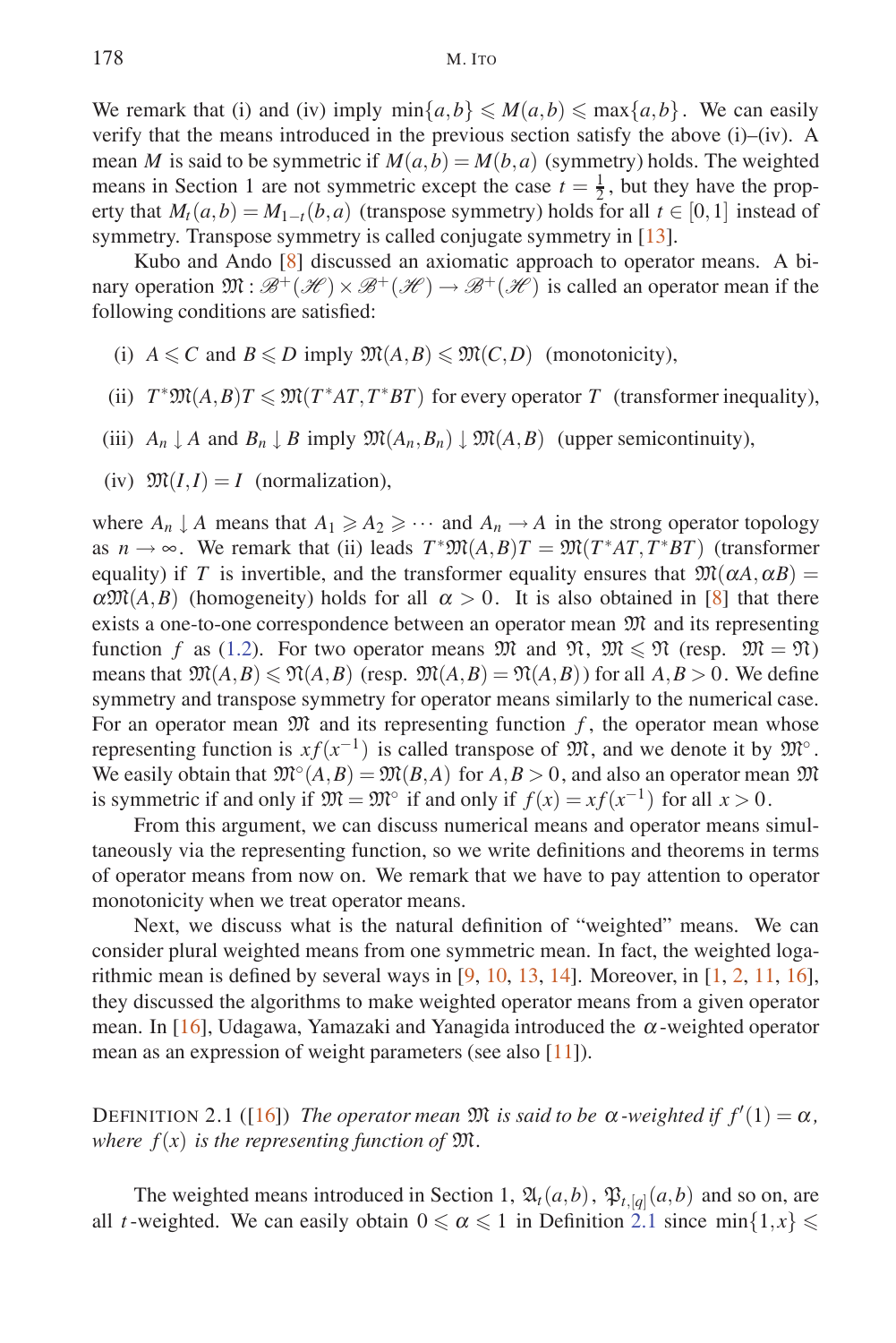We remark that (i) and (iv) imply $\min\{a,b\} \leqslant M(a,b) \leqslant \max\{a,b\}$. We can easily verify that the means introduced in the previous section satisfy the above (i)–(iv). A mean $M$ is said to be symmetric if $M(a,b) = M(b,a)$ (symmetry) holds. The weighted means in Section 1 are not symmetric except the case $t = \frac{1}{2}$, but they have the property that $M_t(a,b) = M_{1-t}(b,a)$ (transpose symmetry) holds for all $t \in [0,1]$ instead of symmetry. Transpose symmetry is called conjugate symmetry in [13].

Kubo and Ando [8] discussed an axiomatic approach to operator means. A binary operation $\mathfrak{M} : \mathscr{B}^+(\mathscr{H}) \times \mathscr{B}^+(\mathscr{H}) \to \mathscr{B}^+(\mathscr{H})$ is called an operator mean if the following conditions are satisfied:

(i) $A \leqslant C$ and $B \leqslant D$ imply $\mathfrak{M}(A,B) \leqslant \mathfrak{M}(C,D)$ (monotonicity),

(ii) $T^*\mathfrak{M}(A,B)T \leqslant \mathfrak{M}(T^*AT, T^*BT)$ for every operator $T$ (transformer inequality),

(iii) $A_n \downarrow A$ and $B_n \downarrow B$ imply $\mathfrak{M}(A_n, B_n) \downarrow \mathfrak{M}(A,B)$ (upper semicontinuity),

(iv) $\mathfrak{M}(I,I) = I$ (normalization),

where $A_n \downarrow A$ means that $A_1 \geqslant A_2 \geqslant \cdots$ and $A_n \to A$ in the strong operator topology as $n \to \infty$. We remark that (ii) leads $T^*\mathfrak{M}(A,B)T = \mathfrak{M}(T^*AT, T^*BT)$ (transformer equality) if $T$ is invertible, and the transformer equality ensures that $\mathfrak{M}(\alpha A, \alpha B) = \alpha\mathfrak{M}(A,B)$ (homogeneity) holds for all $\alpha > 0$. It is also obtained in [8] that there exists a one-to-one correspondence between an operator mean $\mathfrak{M}$ and its representing function $f$ as (1.2). For two operator means $\mathfrak{M}$ and $\mathfrak{N}$, $\mathfrak{M} \leqslant \mathfrak{N}$ (resp. $\mathfrak{M} = \mathfrak{N}$) means that $\mathfrak{M}(A,B) \leqslant \mathfrak{N}(A,B)$ (resp. $\mathfrak{M}(A,B) = \mathfrak{N}(A,B)$) for all $A,B > 0$. We define symmetry and transpose symmetry for operator means similarly to the numerical case. For an operator mean $\mathfrak{M}$ and its representing function $f$, the operator mean whose representing function is $xf(x^{-1})$ is called transpose of $\mathfrak{M}$, and we denote it by $\mathfrak{M}^\circ$. We easily obtain that $\mathfrak{M}^\circ(A,B) = \mathfrak{M}(B,A)$ for $A,B > 0$, and also an operator mean $\mathfrak{M}$ is symmetric if and only if $\mathfrak{M} = \mathfrak{M}^\circ$ if and only if $f(x) = xf(x^{-1})$ for all $x > 0$.

From this argument, we can discuss numerical means and operator means simultaneously via the representing function, so we write definitions and theorems in terms of operator means from now on. We remark that we have to pay attention to operator monotonicity when we treat operator means.

Next, we discuss what is the natural definition of "weighted" means. We can consider plural weighted means from one symmetric mean. In fact, the weighted logarithmic mean is defined by several ways in [9, 10, 13, 14]. Moreover, in [1, 2, 11, 16], they discussed the algorithms to make weighted operator means from a given operator mean. In [16], Udagawa, Yamazaki and Yanagida introduced the $\alpha$-weighted operator mean as an expression of weight parameters (see also [11]).

DEFINITION 2.1 ([16]) *The operator mean $\mathfrak{M}$ is said to be $\alpha$-weighted if $f'(1) = \alpha$, where $f(x)$ is the representing function of $\mathfrak{M}$.*

The weighted means introduced in Section 1, $\mathfrak{A}_t(a,b)$, $\mathfrak{P}_{t,[q]}(a,b)$ and so on, are all $t$-weighted. We can easily obtain $0 \leqslant \alpha \leqslant 1$ in Definition 2.1 since $\min\{1,x\} \leqslant$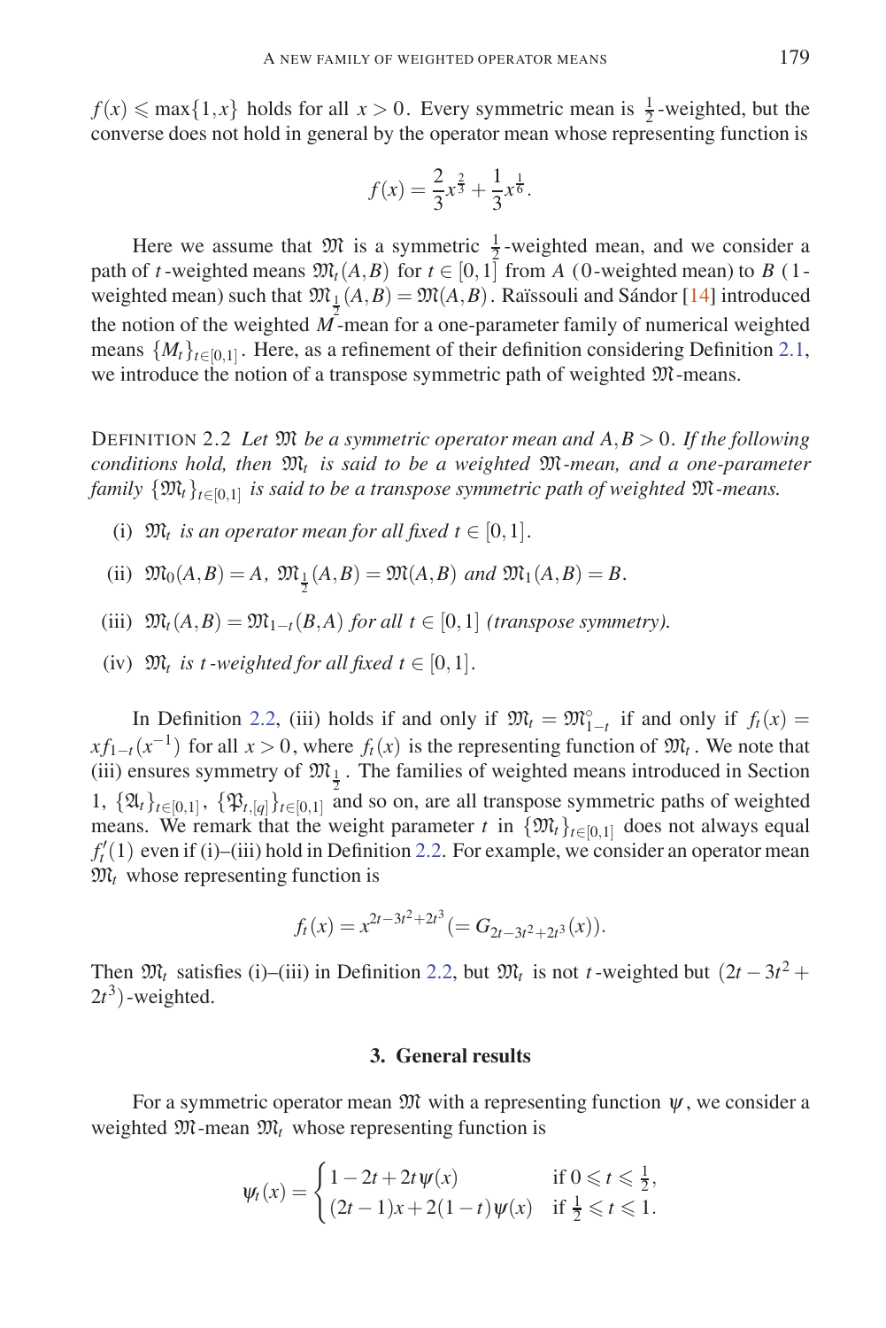$f(x) \leqslant \max\{1, x\}$ holds for all $x > 0$. Every symmetric mean is $\frac{1}{2}$-weighted, but the converse does not hold in general by the operator mean whose representing function is

$$f(x) = \frac{2}{3}x^{\frac{2}{3}} + \frac{1}{3}x^{\frac{1}{6}}.$$

Here we assume that $\mathfrak{M}$ is a symmetric $\frac{1}{2}$-weighted mean, and we consider a path of $t$-weighted means $\mathfrak{M}_t(A,B)$ for $t \in [0,1]$ from $A$ (0-weighted mean) to $B$ (1-weighted mean) such that $\mathfrak{M}_{\frac{1}{2}}(A,B) = \mathfrak{M}(A,B)$. Raïssouli and Sándor [14] introduced the notion of the weighted $M$-mean for a one-parameter family of numerical weighted means $\{M_t\}_{t\in[0,1]}$. Here, as a refinement of their definition considering Definition 2.1, we introduce the notion of a transpose symmetric path of weighted $\mathfrak{M}$-means.

DEFINITION 2.2 *Let $\mathfrak{M}$ be a symmetric operator mean and $A, B > 0$. If the following conditions hold, then $\mathfrak{M}_t$ is said to be a weighted $\mathfrak{M}$-mean, and a one-parameter family $\{\mathfrak{M}_t\}_{t\in[0,1]}$ is said to be a transpose symmetric path of weighted $\mathfrak{M}$-means.*

(i) *$\mathfrak{M}_t$ is an operator mean for all fixed $t \in [0,1]$.*

(ii) *$\mathfrak{M}_0(A,B) = A$, $\mathfrak{M}_{\frac{1}{2}}(A,B) = \mathfrak{M}(A,B)$ and $\mathfrak{M}_1(A,B) = B$.*

(iii) *$\mathfrak{M}_t(A,B) = \mathfrak{M}_{1-t}(B,A)$ for all $t \in [0,1]$ (transpose symmetry).*

(iv) *$\mathfrak{M}_t$ is $t$-weighted for all fixed $t \in [0,1]$.*

In Definition 2.2, (iii) holds if and only if $\mathfrak{M}_t = \mathfrak{M}_{1-t}^{\circ}$ if and only if $f_t(x) = xf_{1-t}(x^{-1})$ for all $x > 0$, where $f_t(x)$ is the representing function of $\mathfrak{M}_t$. We note that (iii) ensures symmetry of $\mathfrak{M}_{\frac{1}{2}}$. The families of weighted means introduced in Section 1, $\{\mathfrak{A}_t\}_{t\in[0,1]}$, $\{\mathfrak{P}_{t,[q]}\}_{t\in[0,1]}$ and so on, are all transpose symmetric paths of weighted means. We remark that the weight parameter $t$ in $\{\mathfrak{M}_t\}_{t\in[0,1]}$ does not always equal $f_t'(1)$ even if (i)–(iii) hold in Definition 2.2. For example, we consider an operator mean $\mathfrak{M}_t$ whose representing function is

$$f_t(x) = x^{2t-3t^2+2t^3} (= G_{2t-3t^2+2t^3}(x)).$$

Then $\mathfrak{M}_t$ satisfies (i)–(iii) in Definition 2.2, but $\mathfrak{M}_t$ is not $t$-weighted but $(2t - 3t^2 + 2t^3)$-weighted.

## 3. General results

For a symmetric operator mean $\mathfrak{M}$ with a representing function $\psi$, we consider a weighted $\mathfrak{M}$-mean $\mathfrak{M}_t$ whose representing function is

$$\psi_t(x) = \begin{cases} 1 - 2t + 2t\psi(x) & \text{if } 0 \leqslant t \leqslant \frac{1}{2}, \\ (2t-1)x + 2(1-t)\psi(x) & \text{if } \frac{1}{2} \leqslant t \leqslant 1. \end{cases}$$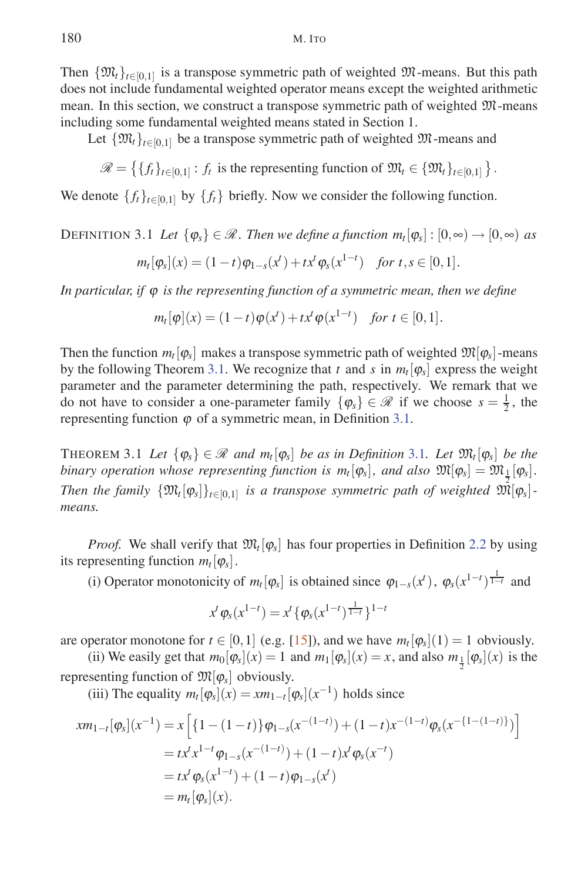Then $\{\mathfrak{M}_t\}_{t\in[0,1]}$ is a transpose symmetric path of weighted $\mathfrak{M}$-means. But this path does not include fundamental weighted operator means except the weighted arithmetic mean. In this section, we construct a transpose symmetric path of weighted $\mathfrak{M}$-means including some fundamental weighted means stated in Section 1.

Let $\{\mathfrak{M}_t\}_{t\in[0,1]}$ be a transpose symmetric path of weighted $\mathfrak{M}$-means and

$$\mathscr{R} = \left\{\{f_t\}_{t\in[0,1]} : f_t \text{ is the representing function of } \mathfrak{M}_t \in \{\mathfrak{M}_t\}_{t\in[0,1]}\right\}.$$

We denote $\{f_t\}_{t\in[0,1]}$ by $\{f_t\}$ briefly. Now we consider the following function.

Definition 3.1 *Let $\{\varphi_s\} \in \mathscr{R}$. Then we define a function $m_t[\varphi_s] : [0,\infty) \to [0,\infty)$ as*

$$m_t[\varphi_s](x) = (1-t)\varphi_{1-s}(x^t) + tx^t\varphi_s(x^{1-t}) \quad \textit{for } t,s \in [0,1].$$

*In particular, if $\varphi$ is the representing function of a symmetric mean, then we define*

$$m_t[\varphi](x) = (1-t)\varphi(x^t) + tx^t\varphi(x^{1-t}) \quad \textit{for } t \in [0,1].$$

Then the function $m_t[\varphi_s]$ makes a transpose symmetric path of weighted $\mathfrak{M}[\varphi_s]$-means by the following Theorem 3.1. We recognize that $t$ and $s$ in $m_t[\varphi_s]$ express the weight parameter and the parameter determining the path, respectively. We remark that we do not have to consider a one-parameter family $\{\varphi_s\} \in \mathscr{R}$ if we choose $s = \frac{1}{2}$, the representing function $\varphi$ of a symmetric mean, in Definition 3.1.

Theorem 3.1 *Let $\{\varphi_s\} \in \mathscr{R}$ and $m_t[\varphi_s]$ be as in Definition 3.1. Let $\mathfrak{M}_t[\varphi_s]$ be the binary operation whose representing function is $m_t[\varphi_s]$, and also $\mathfrak{M}[\varphi_s] = \mathfrak{M}_{\frac{1}{2}}[\varphi_s]$. Then the family $\{\mathfrak{M}_t[\varphi_s]\}_{t\in[0,1]}$ is a transpose symmetric path of weighted $\mathfrak{M}[\varphi_s]$-means.*

*Proof.* We shall verify that $\mathfrak{M}_t[\varphi_s]$ has four properties in Definition 2.2 by using its representing function $m_t[\varphi_s]$.

(i) Operator monotonicity of $m_t[\varphi_s]$ is obtained since $\varphi_{1-s}(x^t)$, $\varphi_s(x^{1-t})^{\frac{1}{1-t}}$ and

$$x^t\varphi_s(x^{1-t}) = x^t\{\varphi_s(x^{1-t})^{\frac{1}{1-t}}\}^{1-t}$$

are operator monotone for $t \in [0,1]$ (e.g. [15]), and we have $m_t[\varphi_s](1) = 1$ obviously.

(ii) We easily get that $m_0[\varphi_s](x) = 1$ and $m_1[\varphi_s](x) = x$, and also $m_{\frac{1}{2}}[\varphi_s](x)$ is the representing function of $\mathfrak{M}[\varphi_s]$ obviously.

(iii) The equality $m_t[\varphi_s](x) = xm_{1-t}[\varphi_s](x^{-1})$ holds since

$$\begin{aligned}
xm_{1-t}[\varphi_s](x^{-1}) &= x\left[\{1-(1-t)\}\varphi_{1-s}(x^{-(1-t)}) + (1-t)x^{-(1-t)}\varphi_s(x^{-\{1-(1-t)\}})\right] \\
&= tx^tx^{1-t}\varphi_{1-s}(x^{-(1-t)}) + (1-t)x^t\varphi_s(x^{-t}) \\
&= tx^t\varphi_s(x^{1-t}) + (1-t)\varphi_{1-s}(x^t) \\
&= m_t[\varphi_s](x).
\end{aligned}$$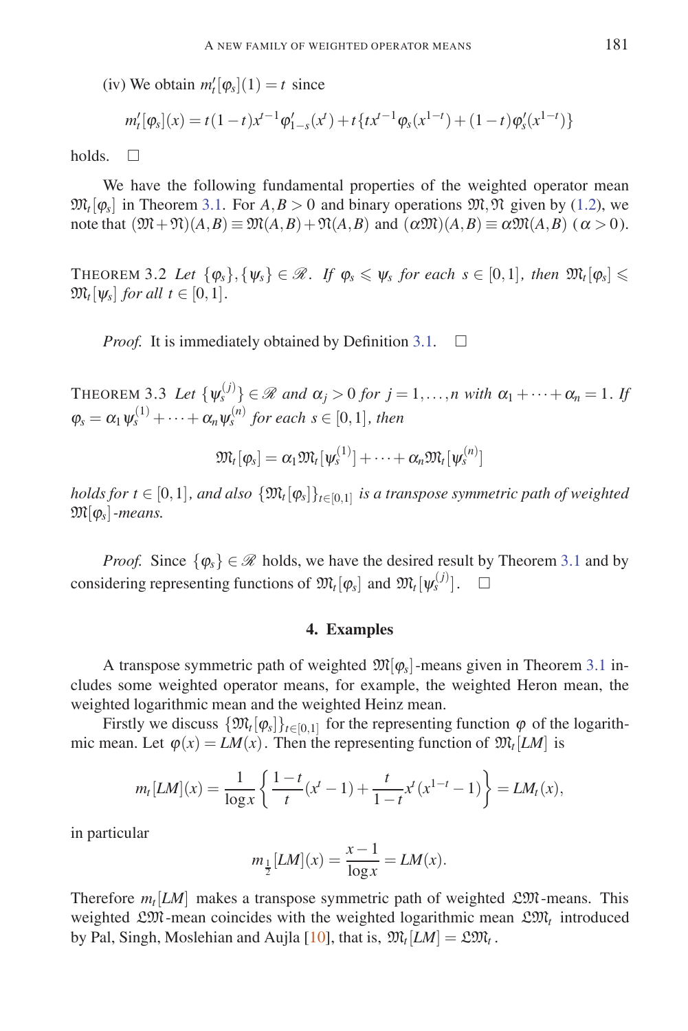(iv) We obtain $m_t'[\varphi_s](1) = t$ since

$$m_t'[\varphi_s](x) = t(1-t)x^{t-1}\varphi_{1-s}'(x^t) + t\{tx^{t-1}\varphi_s(x^{1-t}) + (1-t)\varphi_s'(x^{1-t})\}$$

holds. $\square$

We have the following fundamental properties of the weighted operator mean $\mathfrak{M}_t[\varphi_s]$ in Theorem 3.1. For $A, B > 0$ and binary operations $\mathfrak{M}, \mathfrak{N}$ given by (1.2), we note that $(\mathfrak{M}+\mathfrak{N})(A,B) \equiv \mathfrak{M}(A,B) + \mathfrak{N}(A,B)$ and $(\alpha\mathfrak{M})(A,B) \equiv \alpha\mathfrak{M}(A,B)$ $(\alpha > 0)$.

THEOREM 3.2 *Let $\{\varphi_s\}, \{\psi_s\} \in \mathscr{R}$. If $\varphi_s \leqslant \psi_s$ for each $s \in [0,1]$, then $\mathfrak{M}_t[\varphi_s] \leqslant \mathfrak{M}_t[\psi_s]$ for all $t \in [0,1]$.*

*Proof.* It is immediately obtained by Definition 3.1. $\square$

THEOREM 3.3 *Let $\{\psi_s^{(j)}\} \in \mathscr{R}$ and $\alpha_j > 0$ for $j = 1, \ldots, n$ with $\alpha_1 + \cdots + \alpha_n = 1$. If $\varphi_s = \alpha_1\psi_s^{(1)} + \cdots + \alpha_n\psi_s^{(n)}$ for each $s \in [0,1]$, then*

$$\mathfrak{M}_t[\varphi_s] = \alpha_1\mathfrak{M}_t[\psi_s^{(1)}] + \cdots + \alpha_n\mathfrak{M}_t[\psi_s^{(n)}]$$

*holds for $t \in [0,1]$, and also $\{\mathfrak{M}_t[\varphi_s]\}_{t\in[0,1]}$ is a transpose symmetric path of weighted $\mathfrak{M}[\varphi_s]$-means.*

*Proof.* Since $\{\varphi_s\} \in \mathscr{R}$ holds, we have the desired result by Theorem 3.1 and by considering representing functions of $\mathfrak{M}_t[\varphi_s]$ and $\mathfrak{M}_t[\psi_s^{(j)}]$. $\square$

## 4. Examples

A transpose symmetric path of weighted $\mathfrak{M}[\varphi_s]$-means given in Theorem 3.1 includes some weighted operator means, for example, the weighted Heron mean, the weighted logarithmic mean and the weighted Heinz mean.

Firstly we discuss $\{\mathfrak{M}_t[\varphi_s]\}_{t\in[0,1]}$ for the representing function $\varphi$ of the logarithmic mean. Let $\varphi(x) = LM(x)$. Then the representing function of $\mathfrak{M}_t[LM]$ is

$$m_t[LM](x) = \frac{1}{\log x}\left\{\frac{1-t}{t}(x^t - 1) + \frac{t}{1-t}x^t(x^{1-t} - 1)\right\} = LM_t(x),$$

in particular

$$m_{\frac{1}{2}}[LM](x) = \frac{x-1}{\log x} = LM(x).$$

Therefore $m_t[LM]$ makes a transpose symmetric path of weighted $\mathfrak{LM}$-means. This weighted $\mathfrak{LM}$-mean coincides with the weighted logarithmic mean $\mathfrak{LM}_t$ introduced by Pal, Singh, Moslehian and Aujla [10], that is, $\mathfrak{M}_t[LM] = \mathfrak{LM}_t$.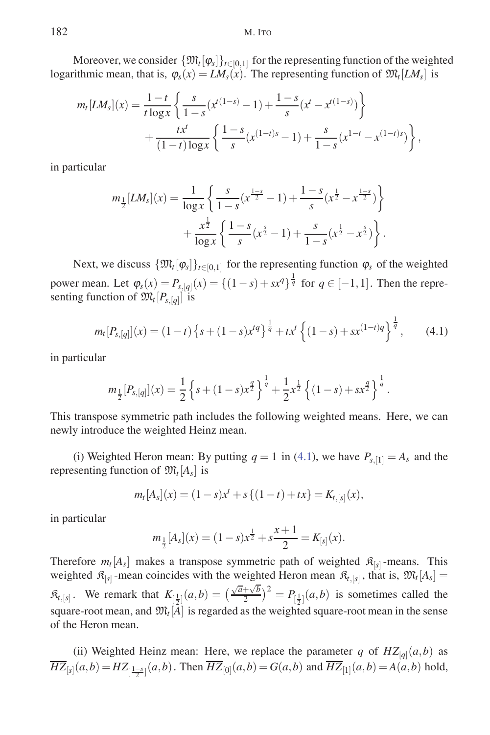Moreover, we consider $\{\mathfrak{M}_t[\varphi_s]\}_{t\in[0,1]}$ for the representing function of the weighted logarithmic mean, that is, $\varphi_s(x) = LM_s(x)$. The representing function of $\mathfrak{M}_t[LM_s]$ is

$$m_t[LM_s](x) = \frac{1-t}{t\log x}\left\{\frac{s}{1-s}(x^{t(1-s)}-1) + \frac{1-s}{s}(x^t - x^{t(1-s)})\right\} + \frac{tx^t}{(1-t)\log x}\left\{\frac{1-s}{s}(x^{(1-t)s}-1) + \frac{s}{1-s}(x^{1-t} - x^{(1-t)s})\right\},$$

in particular

$$m_{\frac{1}{2}}[LM_s](x) = \frac{1}{\log x}\left\{\frac{s}{1-s}(x^{\frac{1-s}{2}}-1) + \frac{1-s}{s}(x^{\frac{1}{2}} - x^{\frac{1-s}{2}})\right\} + \frac{x^{\frac{1}{2}}}{\log x}\left\{\frac{1-s}{s}(x^{\frac{s}{2}}-1) + \frac{s}{1-s}(x^{\frac{1}{2}} - x^{\frac{s}{2}})\right\}.$$

Next, we discuss $\{\mathfrak{M}_t[\varphi_s]\}_{t\in[0,1]}$ for the representing function $\varphi_s$ of the weighted power mean. Let $\varphi_s(x) = P_{s,[q]}(x) = \{(1-s)+sx^q\}^{\frac{1}{q}}$ for $q \in [-1,1]$. Then the representing function of $\mathfrak{M}_t[P_{s,[q]}]$ is

$$m_t[P_{s,[q]}](x) = (1-t)\left\{s+(1-s)x^{tq}\right\}^{\frac{1}{q}} + tx^t\left\{(1-s)+sx^{(1-t)q}\right\}^{\frac{1}{q}}, \tag{4.1}$$

in particular

$$m_{\frac{1}{2}}[P_{s,[q]}](x) = \frac{1}{2}\left\{s+(1-s)x^{\frac{q}{2}}\right\}^{\frac{1}{q}} + \frac{1}{2}x^{\frac{1}{2}}\left\{(1-s)+sx^{\frac{q}{2}}\right\}^{\frac{1}{q}}.$$

This transpose symmetric path includes the following weighted means. Here, we can newly introduce the weighted Heinz mean.

(i) Weighted Heron mean: By putting $q=1$ in (4.1), we have $P_{s,[1]} = A_s$ and the representing function of $\mathfrak{M}_t[A_s]$ is

$$m_t[A_s](x) = (1-s)x^t + s\{(1-t)+tx\} = K_{t,[s]}(x),$$

in particular

$$m_{\frac{1}{2}}[A_s](x) = (1-s)x^{\frac{1}{2}} + s\frac{x+1}{2} = K_{[s]}(x).$$

Therefore $m_t[A_s]$ makes a transpose symmetric path of weighted $\mathfrak{K}_{[s]}$-means. This weighted $\mathfrak{K}_{[s]}$-mean coincides with the weighted Heron mean $\mathfrak{K}_{t,[s]}$, that is, $\mathfrak{M}_t[A_s] = \mathfrak{K}_{t,[s]}$. We remark that $K_{[\frac{1}{2}]}(a,b) = \left(\frac{\sqrt{a}+\sqrt{b}}{2}\right)^2 = P_{[\frac{1}{2}]}(a,b)$ is sometimes called the square-root mean, and $\mathfrak{M}_t[A]$ is regarded as the weighted square-root mean in the sense of the Heron mean.

(ii) Weighted Heinz mean: Here, we replace the parameter $q$ of $HZ_{[q]}(a,b)$ as $\overline{HZ}_{[s]}(a,b) = HZ_{[\frac{1-s}{2}]}(a,b)$. Then $\overline{HZ}_{[0]}(a,b) = G(a,b)$ and $\overline{HZ}_{[1]}(a,b) = A(a,b)$ hold,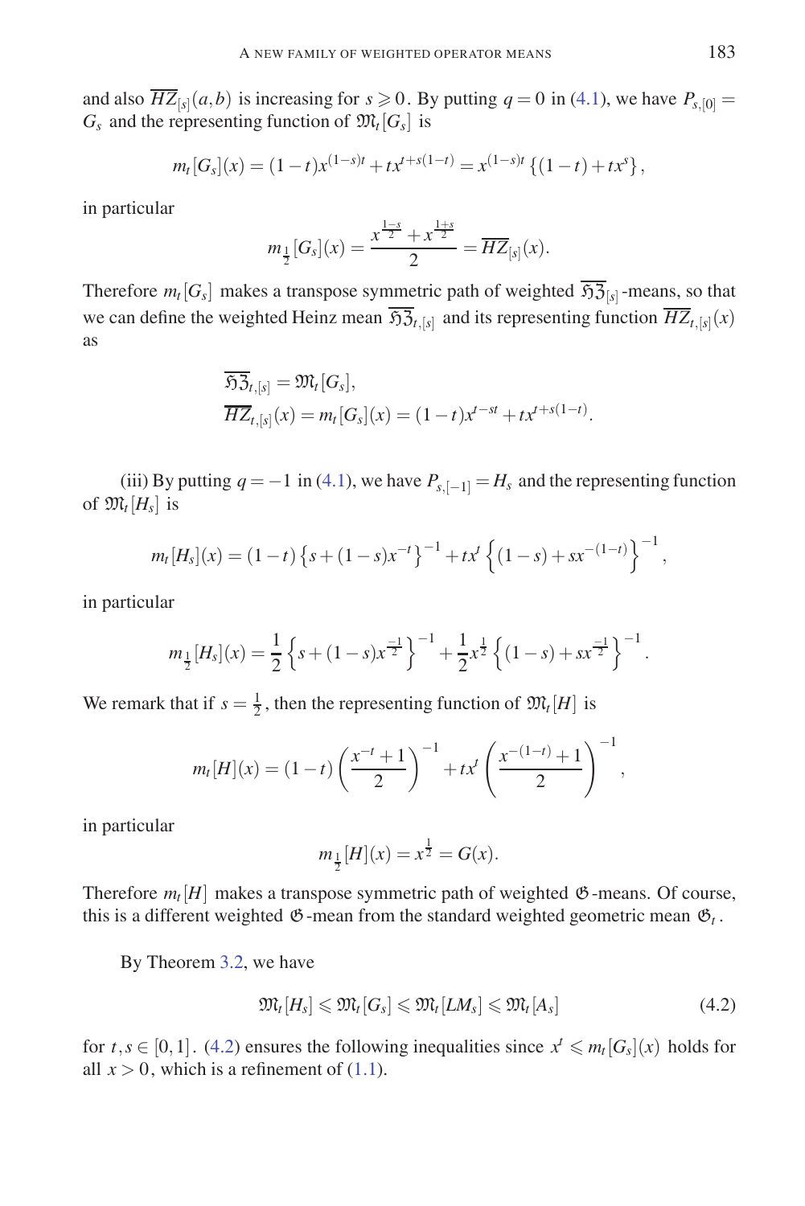and also $\overline{HZ}_{[s]}(a,b)$ is increasing for $s \geqslant 0$. By putting $q=0$ in (4.1), we have $P_{s,[0]} = G_s$ and the representing function of $\mathfrak{M}_t[G_s]$ is

$$m_t[G_s](x) = (1-t)x^{(1-s)t} + tx^{t+s(1-t)} = x^{(1-s)t}\left\{(1-t)+tx^s\right\},$$

in particular

$$m_{\frac{1}{2}}[G_s](x) = \frac{x^{\frac{1-s}{2}} + x^{\frac{1+s}{2}}}{2} = \overline{HZ}_{[s]}(x).$$

Therefore $m_t[G_s]$ makes a transpose symmetric path of weighted $\overline{\mathfrak{H}\mathfrak{Z}}_{[s]}$-means, so that we can define the weighted Heinz mean $\overline{\mathfrak{H}\mathfrak{Z}}_{t,[s]}$ and its representing function $\overline{HZ}_{t,[s]}(x)$ as

$$\overline{\mathfrak{H}\mathfrak{Z}}_{t,[s]} = \mathfrak{M}_t[G_s],$$
$$\overline{HZ}_{t,[s]}(x) = m_t[G_s](x) = (1-t)x^{t-st} + tx^{t+s(1-t)}.$$

(iii) By putting $q=-1$ in (4.1), we have $P_{s,[-1]} = H_s$ and the representing function of $\mathfrak{M}_t[H_s]$ is

$$m_t[H_s](x) = (1-t)\left\{s+(1-s)x^{-t}\right\}^{-1} + tx^t\left\{(1-s)+sx^{-(1-t)}\right\}^{-1},$$

in particular

$$m_{\frac{1}{2}}[H_s](x) = \frac{1}{2}\left\{s+(1-s)x^{\frac{-1}{2}}\right\}^{-1} + \frac{1}{2}x^{\frac{1}{2}}\left\{(1-s)+sx^{\frac{-1}{2}}\right\}^{-1}.$$

We remark that if $s=\frac{1}{2}$, then the representing function of $\mathfrak{M}_t[H]$ is

$$m_t[H](x) = (1-t)\left(\frac{x^{-t}+1}{2}\right)^{-1} + tx^t\left(\frac{x^{-(1-t)}+1}{2}\right)^{-1},$$

in particular

$$m_{\frac{1}{2}}[H](x) = x^{\frac{1}{2}} = G(x).$$

Therefore $m_t[H]$ makes a transpose symmetric path of weighted $\mathfrak{G}$-means. Of course, this is a different weighted $\mathfrak{G}$-mean from the standard weighted geometric mean $\mathfrak{G}_t$.

By Theorem 3.2, we have

$$\mathfrak{M}_t[H_s] \leqslant \mathfrak{M}_t[G_s] \leqslant \mathfrak{M}_t[LM_s] \leqslant \mathfrak{M}_t[A_s] \tag{4.2}$$

for $t,s \in [0,1]$. (4.2) ensures the following inequalities since $x^t \leqslant m_t[G_s](x)$ holds for all $x>0$, which is a refinement of (1.1).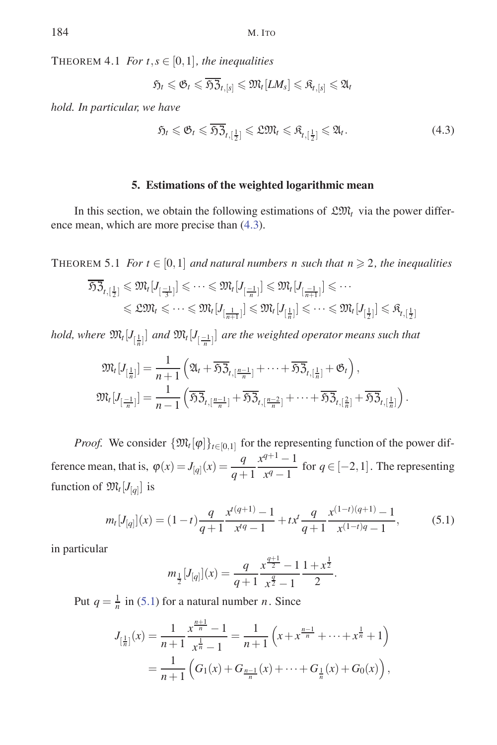THEOREM 4.1 *For $t,s \in [0,1]$, the inequalities*

$$\mathfrak{H}_t \leqslant \mathfrak{G}_t \leqslant \overline{\mathfrak{H}\mathfrak{Z}}_{t,[s]} \leqslant \mathfrak{M}_t[LM_s] \leqslant \mathfrak{K}_{t,[s]} \leqslant \mathfrak{A}_t$$

*hold. In particular, we have*

$$\mathfrak{H}_t \leqslant \mathfrak{G}_t \leqslant \overline{\mathfrak{H}\mathfrak{Z}}_{t,[\frac{1}{2}]} \leqslant \mathfrak{L}\mathfrak{M}_t \leqslant \mathfrak{K}_{t,[\frac{1}{2}]} \leqslant \mathfrak{A}_t. \tag{4.3}$$

## 5. Estimations of the weighted logarithmic mean

In this section, we obtain the following estimations of $\mathfrak{L}\mathfrak{M}_t$ via the power difference mean, which are more precise than (4.3).

THEOREM 5.1 *For $t \in [0,1]$ and natural numbers $n$ such that $n \geqslant 2$, the inequalities*

$$\begin{aligned}
\overline{\mathfrak{H}\mathfrak{Z}}_{t,[\frac{1}{2}]} &\leqslant \mathfrak{M}_t[J_{[\frac{-1}{3}]}] \leqslant \cdots \leqslant \mathfrak{M}_t[J_{[\frac{-1}{n}]}] \leqslant \mathfrak{M}_t[J_{[\frac{-1}{n+1}]}] \leqslant \cdots \\
&\leqslant \mathfrak{L}\mathfrak{M}_t \leqslant \cdots \leqslant \mathfrak{M}_t[J_{[\frac{1}{n+1}]}] \leqslant \mathfrak{M}_t[J_{[\frac{1}{n}]}] \leqslant \cdots \leqslant \mathfrak{M}_t[J_{[\frac{1}{2}]}] \leqslant \mathfrak{K}_{t,[\frac{1}{2}]}
\end{aligned}$$

*hold, where $\mathfrak{M}_t[J_{[\frac{1}{n}]}]$ and $\mathfrak{M}_t[J_{[\frac{-1}{n}]}]$ are the weighted operator means such that*

$$\begin{aligned}
\mathfrak{M}_t[J_{[\frac{1}{n}]}] &= \frac{1}{n+1}\left(\mathfrak{A}_t + \overline{\mathfrak{H}\mathfrak{Z}}_{t,[\frac{n-1}{n}]} + \cdots + \overline{\mathfrak{H}\mathfrak{Z}}_{t,[\frac{1}{n}]} + \mathfrak{G}_t\right), \\
\mathfrak{M}_t[J_{[\frac{-1}{n}]}] &= \frac{1}{n-1}\left(\overline{\mathfrak{H}\mathfrak{Z}}_{t,[\frac{n-1}{n}]} + \overline{\mathfrak{H}\mathfrak{Z}}_{t,[\frac{n-2}{n}]} + \cdots + \overline{\mathfrak{H}\mathfrak{Z}}_{t,[\frac{2}{n}]} + \overline{\mathfrak{H}\mathfrak{Z}}_{t,[\frac{1}{n}]}\right).
\end{aligned}$$

*Proof.* We consider $\{\mathfrak{M}_t[\varphi]\}_{t\in[0,1]}$ for the representing function of the power difference mean, that is, $\varphi(x) = J_{[q]}(x) = \dfrac{q}{q+1}\dfrac{x^{q+1}-1}{x^q-1}$ for $q \in [-2,1]$. The representing function of $\mathfrak{M}_t[J_{[q]}]$ is

$$m_t[J_{[q]}](x) = (1-t)\frac{q}{q+1}\frac{x^{t(q+1)}-1}{x^{tq}-1} + tx^t\frac{q}{q+1}\frac{x^{(1-t)(q+1)}-1}{x^{(1-t)q}-1}, \tag{5.1}$$

in particular

$$m_{\frac{1}{2}}[J_{[q]}](x) = \frac{q}{q+1}\frac{x^{\frac{q+1}{2}}-1}{x^{\frac{q}{2}}-1}\frac{1+x^{\frac{1}{2}}}{2}.$$

Put $q = \frac{1}{n}$ in (5.1) for a natural number $n$. Since

$$\begin{aligned}
J_{[\frac{1}{n}]}(x) &= \frac{1}{n+1}\frac{x^{\frac{n+1}{n}}-1}{x^{\frac{1}{n}}-1} = \frac{1}{n+1}\left(x + x^{\frac{n-1}{n}} + \cdots + x^{\frac{1}{n}} + 1\right) \\
&= \frac{1}{n+1}\left(G_1(x) + G_{\frac{n-1}{n}}(x) + \cdots + G_{\frac{1}{n}}(x) + G_0(x)\right),
\end{aligned}$$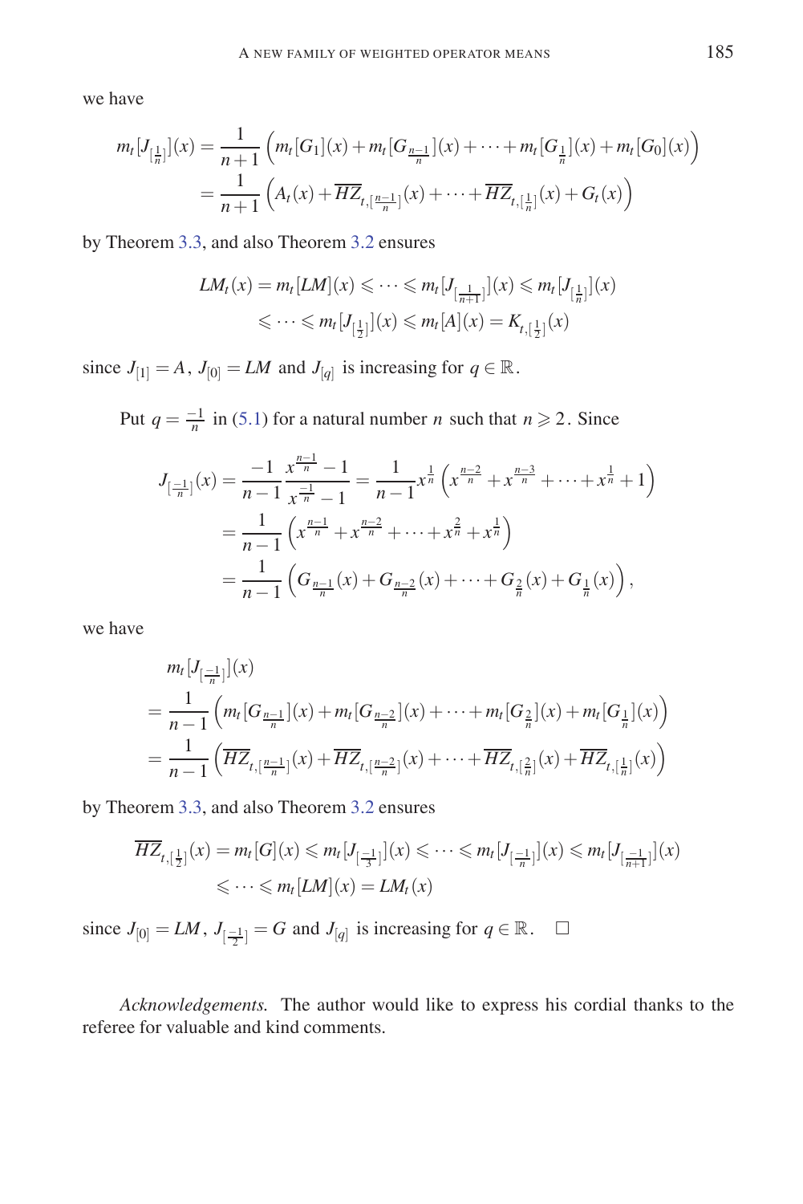we have

$$
\begin{aligned}
m_t[J_{[\frac{1}{n}]}](x) &= \frac{1}{n+1}\left(m_t[G_1](x) + m_t[G_{\frac{n-1}{n}}](x) + \cdots + m_t[G_{\frac{1}{n}}](x) + m_t[G_0](x)\right) \\
&= \frac{1}{n+1}\left(A_t(x) + \overline{HZ}_{t,[\frac{n-1}{n}]}(x) + \cdots + \overline{HZ}_{t,[\frac{1}{n}]}(x) + G_t(x)\right)
\end{aligned}
$$

by Theorem 3.3, and also Theorem 3.2 ensures

$$
\begin{aligned}
LM_t(x) = m_t[LM](x) &\leqslant \cdots \leqslant m_t[J_{[\frac{1}{n+1}]}](x) \leqslant m_t[J_{[\frac{1}{n}]}](x) \\
&\leqslant \cdots \leqslant m_t[J_{[\frac{1}{2}]}](x) \leqslant m_t[A](x) = K_{t,[\frac{1}{2}]}(x)
\end{aligned}
$$

since $J_{[1]} = A$, $J_{[0]} = LM$ and $J_{[q]}$ is increasing for $q \in \mathbb{R}$.

Put $q = \frac{-1}{n}$ in (5.1) for a natural number $n$ such that $n \geqslant 2$. Since

$$
\begin{aligned}
J_{[\frac{-1}{n}]}(x) &= \frac{-1}{n-1}\frac{x^{\frac{n-1}{n}}-1}{x^{\frac{-1}{n}}-1} = \frac{1}{n-1}x^{\frac{1}{n}}\left(x^{\frac{n-2}{n}} + x^{\frac{n-3}{n}} + \cdots + x^{\frac{1}{n}} + 1\right) \\
&= \frac{1}{n-1}\left(x^{\frac{n-1}{n}} + x^{\frac{n-2}{n}} + \cdots + x^{\frac{2}{n}} + x^{\frac{1}{n}}\right) \\
&= \frac{1}{n-1}\left(G_{\frac{n-1}{n}}(x) + G_{\frac{n-2}{n}}(x) + \cdots + G_{\frac{2}{n}}(x) + G_{\frac{1}{n}}(x)\right),
\end{aligned}
$$

we have

$$
\begin{aligned}
& m_t[J_{[\frac{-1}{n}]}](x) \\
&= \frac{1}{n-1}\left(m_t[G_{\frac{n-1}{n}}](x) + m_t[G_{\frac{n-2}{n}}](x) + \cdots + m_t[G_{\frac{2}{n}}](x) + m_t[G_{\frac{1}{n}}](x)\right) \\
&= \frac{1}{n-1}\left(\overline{HZ}_{t,[\frac{n-1}{n}]}(x) + \overline{HZ}_{t,[\frac{n-2}{n}]}(x) + \cdots + \overline{HZ}_{t,[\frac{2}{n}]}(x) + \overline{HZ}_{t,[\frac{1}{n}]}(x)\right)
\end{aligned}
$$

by Theorem 3.3, and also Theorem 3.2 ensures

$$
\begin{aligned}
\overline{HZ}_{t,[\frac{1}{2}]}(x) = m_t[G](x) &\leqslant m_t[J_{[\frac{-1}{3}]}](x) \leqslant \cdots \leqslant m_t[J_{[\frac{-1}{n}]}](x) \leqslant m_t[J_{[\frac{-1}{n+1}]}](x) \\
&\leqslant \cdots \leqslant m_t[LM](x) = LM_t(x)
\end{aligned}
$$

since $J_{[0]} = LM$, $J_{[\frac{-1}{2}]} = G$ and $J_{[q]}$ is increasing for $q \in \mathbb{R}$. $\square$

*Acknowledgements.* The author would like to express his cordial thanks to the referee for valuable and kind comments.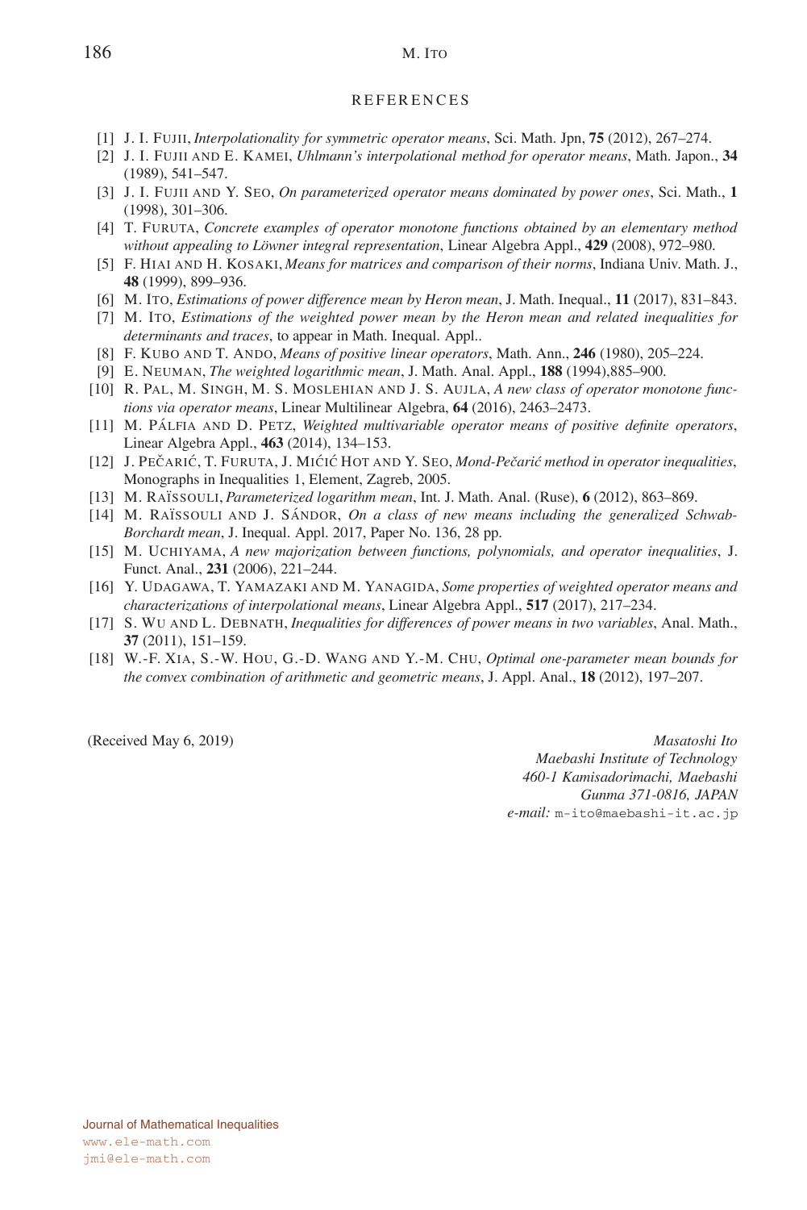## REFERENCES

[1] J. I. Fujii, *Interpolationality for symmetric operator means*, Sci. Math. Jpn, **75** (2012), 267–274.

[2] J. I. Fujii and E. Kamei, *Uhlmann's interpolational method for operator means*, Math. Japon., **34** (1989), 541–547.

[3] J. I. Fujii and Y. Seo, *On parameterized operator means dominated by power ones*, Sci. Math., **1** (1998), 301–306.

[4] T. Furuta, *Concrete examples of operator monotone functions obtained by an elementary method without appealing to Löwner integral representation*, Linear Algebra Appl., **429** (2008), 972–980.

[5] F. Hiai and H. Kosaki, *Means for matrices and comparison of their norms*, Indiana Univ. Math. J., **48** (1999), 899–936.

[6] M. Ito, *Estimations of power difference mean by Heron mean*, J. Math. Inequal., **11** (2017), 831–843.

[7] M. Ito, *Estimations of the weighted power mean by the Heron mean and related inequalities for determinants and traces*, to appear in Math. Inequal. Appl..

[8] F. Kubo and T. Ando, *Means of positive linear operators*, Math. Ann., **246** (1980), 205–224.

[9] E. Neuman, *The weighted logarithmic mean*, J. Math. Anal. Appl., **188** (1994),885–900.

[10] R. Pal, M. Singh, M. S. Moslehian and J. S. Aujla, *A new class of operator monotone functions via operator means*, Linear Multilinear Algebra, **64** (2016), 2463–2473.

[11] M. Pálfia and D. Petz, *Weighted multivariable operator means of positive definite operators*, Linear Algebra Appl., **463** (2014), 134–153.

[12] J. Pečarić, T. Furuta, J. Mićić Hot and Y. Seo, *Mond-Pečarić method in operator inequalities*, Monographs in Inequalities 1, Element, Zagreb, 2005.

[13] M. Raïssouli, *Parameterized logarithm mean*, Int. J. Math. Anal. (Ruse), **6** (2012), 863–869.

[14] M. Raïssouli and J. Sándor, *On a class of new means including the generalized Schwab-Borchardt mean*, J. Inequal. Appl. 2017, Paper No. 136, 28 pp.

[15] M. Uchiyama, *A new majorization between functions, polynomials, and operator inequalities*, J. Funct. Anal., **231** (2006), 221–244.

[16] Y. Udagawa, T. Yamazaki and M. Yanagida, *Some properties of weighted operator means and characterizations of interpolational means*, Linear Algebra Appl., **517** (2017), 217–234.

[17] S. Wu and L. Debnath, *Inequalities for differences of power means in two variables*, Anal. Math., **37** (2011), 151–159.

[18] W.-F. Xia, S.-W. Hou, G.-D. Wang and Y.-M. Chu, *Optimal one-parameter mean bounds for the convex combination of arithmetic and geometric means*, J. Appl. Anal., **18** (2012), 197–207.

(Received May 6, 2019)

*Masatoshi Ito*
*Maebashi Institute of Technology*
*460-1 Kamisadorimachi, Maebashi*
*Gunma 371-0816, JAPAN*
*e-mail:* m-ito@maebashi-it.ac.jp